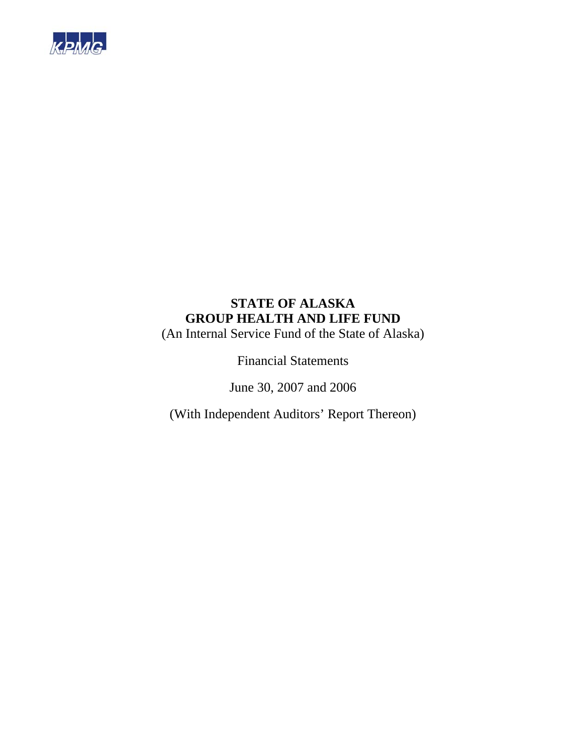KPMG

# STATE OF ALASKA
# GROUP HEALTH AND LIFE FUND

(An Internal Service Fund of the State of Alaska)

Financial Statements

June 30, 2007 and 2006

(With Independent Auditors' Report Thereon)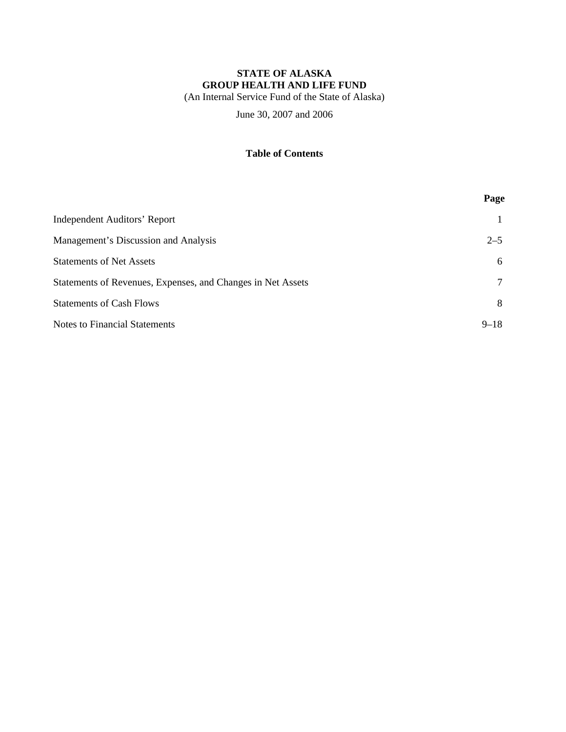**STATE OF ALASKA**
**GROUP HEALTH AND LIFE FUND**
(An Internal Service Fund of the State of Alaska)

June 30, 2007 and 2006

## Table of Contents

| | Page |
|---|---|
| Independent Auditors' Report | 1 |
| Management's Discussion and Analysis | 2–5 |
| Statements of Net Assets | 6 |
| Statements of Revenues, Expenses, and Changes in Net Assets | 7 |
| Statements of Cash Flows | 8 |
| Notes to Financial Statements | 9–18 |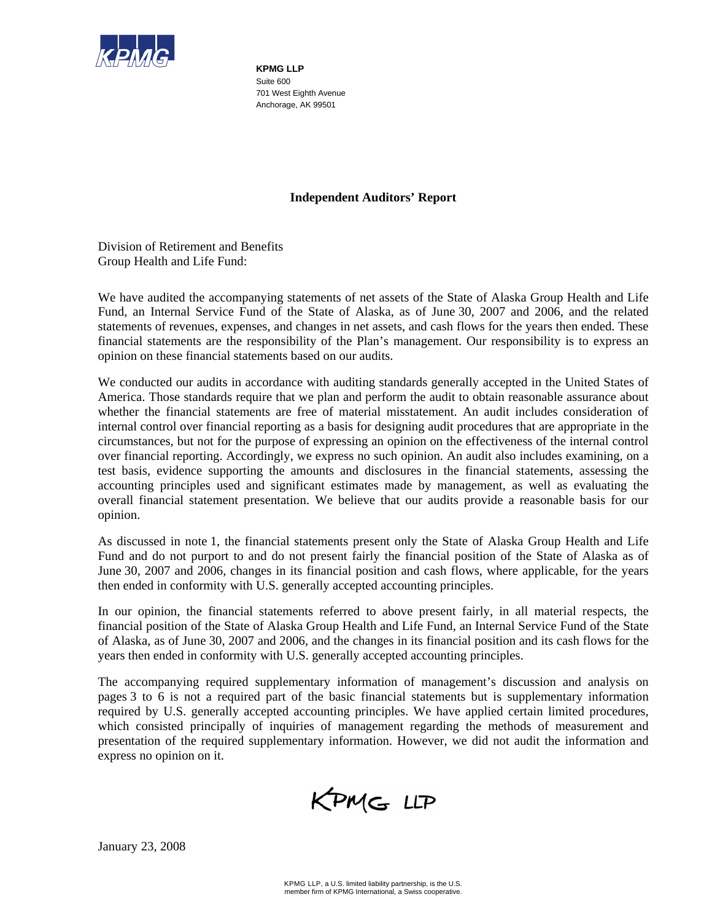**KPMG LLP**
Suite 600
701 West Eighth Avenue
Anchorage, AK 99501

## Independent Auditors' Report

Division of Retirement and Benefits
Group Health and Life Fund:

We have audited the accompanying statements of net assets of the State of Alaska Group Health and Life Fund, an Internal Service Fund of the State of Alaska, as of June 30, 2007 and 2006, and the related statements of revenues, expenses, and changes in net assets, and cash flows for the years then ended. These financial statements are the responsibility of the Plan's management. Our responsibility is to express an opinion on these financial statements based on our audits.

We conducted our audits in accordance with auditing standards generally accepted in the United States of America. Those standards require that we plan and perform the audit to obtain reasonable assurance about whether the financial statements are free of material misstatement. An audit includes consideration of internal control over financial reporting as a basis for designing audit procedures that are appropriate in the circumstances, but not for the purpose of expressing an opinion on the effectiveness of the internal control over financial reporting. Accordingly, we express no such opinion. An audit also includes examining, on a test basis, evidence supporting the amounts and disclosures in the financial statements, assessing the accounting principles used and significant estimates made by management, as well as evaluating the overall financial statement presentation. We believe that our audits provide a reasonable basis for our opinion.

As discussed in note 1, the financial statements present only the State of Alaska Group Health and Life Fund and do not purport to and do not present fairly the financial position of the State of Alaska as of June 30, 2007 and 2006, changes in its financial position and cash flows, where applicable, for the years then ended in conformity with U.S. generally accepted accounting principles.

In our opinion, the financial statements referred to above present fairly, in all material respects, the financial position of the State of Alaska Group Health and Life Fund, an Internal Service Fund of the State of Alaska, as of June 30, 2007 and 2006, and the changes in its financial position and its cash flows for the years then ended in conformity with U.S. generally accepted accounting principles.

The accompanying required supplementary information of management's discussion and analysis on pages 3 to 6 is not a required part of the basic financial statements but is supplementary information required by U.S. generally accepted accounting principles. We have applied certain limited procedures, which consisted principally of inquiries of management regarding the methods of measurement and presentation of the required supplementary information. However, we did not audit the information and express no opinion on it.

KPMG LLP

January 23, 2008

KPMG LLP, a U.S. limited liability partnership, is the U.S. member firm of KPMG International, a Swiss cooperative.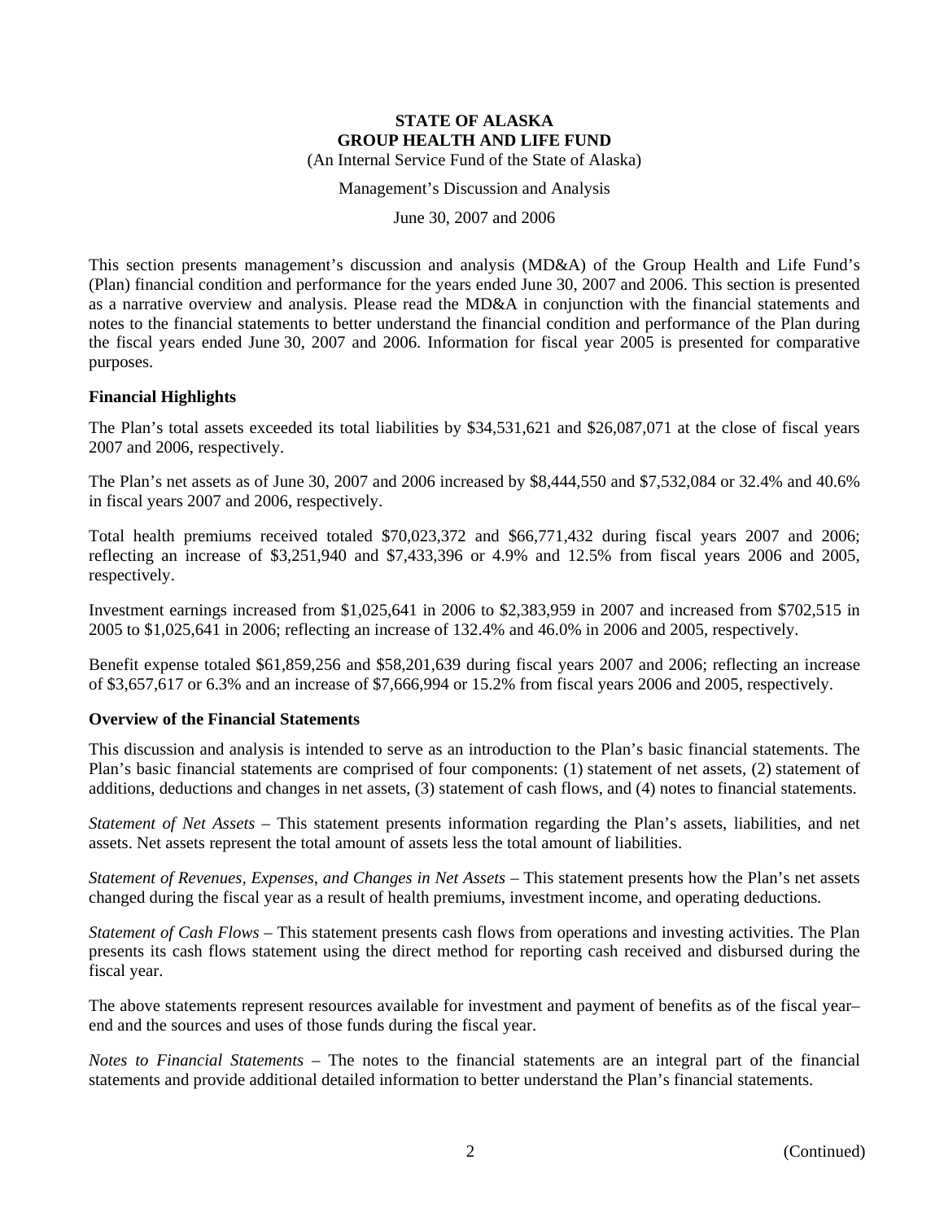**STATE OF ALASKA**
**GROUP HEALTH AND LIFE FUND**
(An Internal Service Fund of the State of Alaska)

Management's Discussion and Analysis

June 30, 2007 and 2006

This section presents management's discussion and analysis (MD&A) of the Group Health and Life Fund's (Plan) financial condition and performance for the years ended June 30, 2007 and 2006. This section is presented as a narrative overview and analysis. Please read the MD&A in conjunction with the financial statements and notes to the financial statements to better understand the financial condition and performance of the Plan during the fiscal years ended June 30, 2007 and 2006. Information for fiscal year 2005 is presented for comparative purposes.

## Financial Highlights

The Plan's total assets exceeded its total liabilities by $34,531,621 and $26,087,071 at the close of fiscal years 2007 and 2006, respectively.

The Plan's net assets as of June 30, 2007 and 2006 increased by $8,444,550 and $7,532,084 or 32.4% and 40.6% in fiscal years 2007 and 2006, respectively.

Total health premiums received totaled $70,023,372 and $66,771,432 during fiscal years 2007 and 2006; reflecting an increase of $3,251,940 and $7,433,396 or 4.9% and 12.5% from fiscal years 2006 and 2005, respectively.

Investment earnings increased from $1,025,641 in 2006 to $2,383,959 in 2007 and increased from $702,515 in 2005 to $1,025,641 in 2006; reflecting an increase of 132.4% and 46.0% in 2006 and 2005, respectively.

Benefit expense totaled $61,859,256 and $58,201,639 during fiscal years 2007 and 2006; reflecting an increase of $3,657,617 or 6.3% and an increase of $7,666,994 or 15.2% from fiscal years 2006 and 2005, respectively.

## Overview of the Financial Statements

This discussion and analysis is intended to serve as an introduction to the Plan's basic financial statements. The Plan's basic financial statements are comprised of four components: (1) statement of net assets, (2) statement of additions, deductions and changes in net assets, (3) statement of cash flows, and (4) notes to financial statements.

*Statement of Net Assets* – This statement presents information regarding the Plan's assets, liabilities, and net assets. Net assets represent the total amount of assets less the total amount of liabilities.

*Statement of Revenues, Expenses, and Changes in Net Assets* – This statement presents how the Plan's net assets changed during the fiscal year as a result of health premiums, investment income, and operating deductions.

*Statement of Cash Flows* – This statement presents cash flows from operations and investing activities. The Plan presents its cash flows statement using the direct method for reporting cash received and disbursed during the fiscal year.

The above statements represent resources available for investment and payment of benefits as of the fiscal year–end and the sources and uses of those funds during the fiscal year.

*Notes to Financial Statements* – The notes to the financial statements are an integral part of the financial statements and provide additional detailed information to better understand the Plan's financial statements.

(Continued)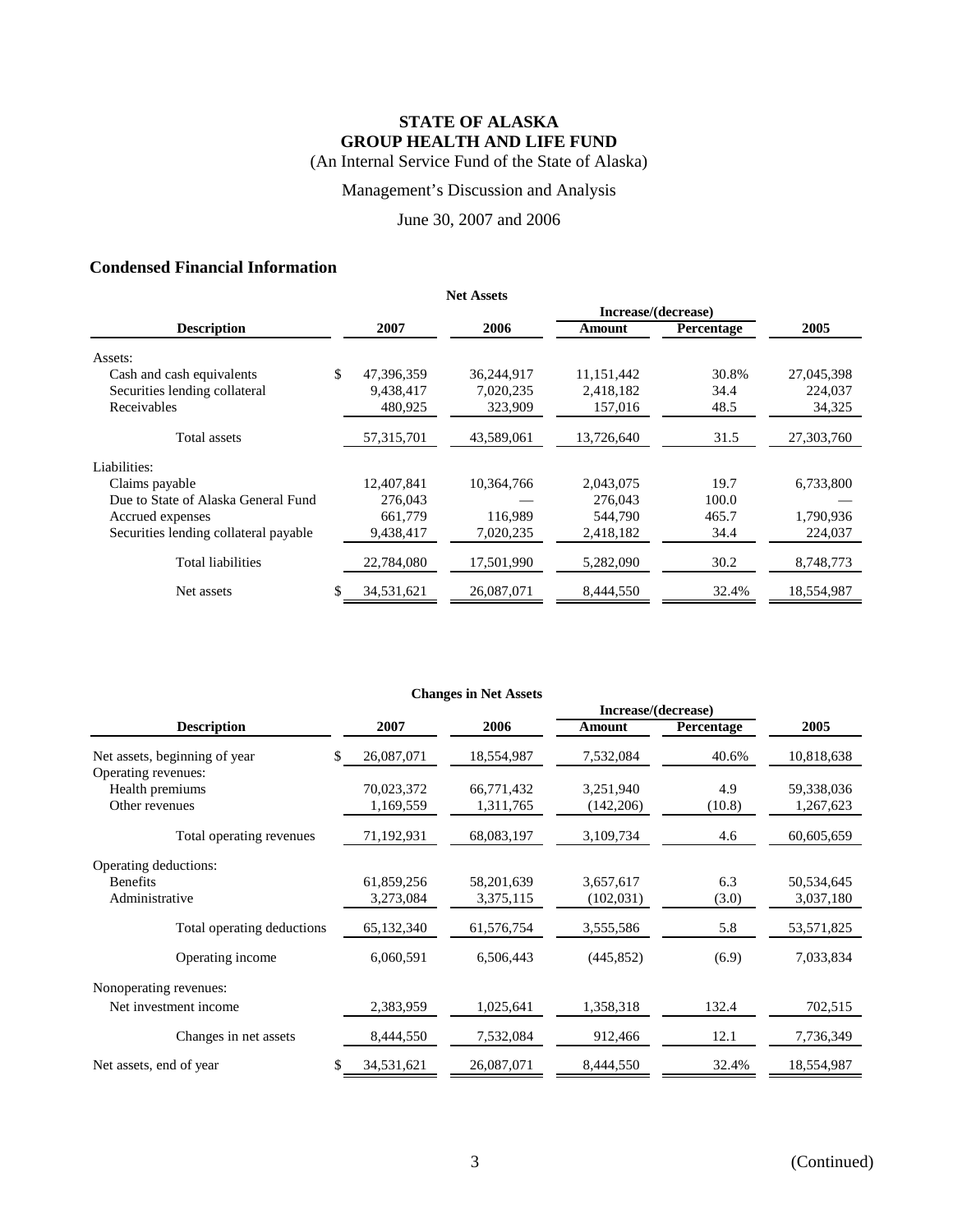# STATE OF ALASKA
# GROUP HEALTH AND LIFE FUND

(An Internal Service Fund of the State of Alaska)

Management's Discussion and Analysis

June 30, 2007 and 2006

## Condensed Financial Information

**Net Assets**

| Description | 2007 | 2006 | Increase/(decrease) Amount | Increase/(decrease) Percentage | 2005 |
|---|---|---|---|---|---|
| Assets: | | | | | |
| Cash and cash equivalents | $ 47,396,359 | 36,244,917 | 11,151,442 | 30.8% | 27,045,398 |
| Securities lending collateral | 9,438,417 | 7,020,235 | 2,418,182 | 34.4 | 224,037 |
| Receivables | 480,925 | 323,909 | 157,016 | 48.5 | 34,325 |
| Total assets | 57,315,701 | 43,589,061 | 13,726,640 | 31.5 | 27,303,760 |
| Liabilities: | | | | | |
| Claims payable | 12,407,841 | 10,364,766 | 2,043,075 | 19.7 | 6,733,800 |
| Due to State of Alaska General Fund | 276,043 | — | 276,043 | 100.0 | — |
| Accrued expenses | 661,779 | 116,989 | 544,790 | 465.7 | 1,790,936 |
| Securities lending collateral payable | 9,438,417 | 7,020,235 | 2,418,182 | 34.4 | 224,037 |
| Total liabilities | 22,784,080 | 17,501,990 | 5,282,090 | 30.2 | 8,748,773 |
| Net assets | $ 34,531,621 | 26,087,071 | 8,444,550 | 32.4% | 18,554,987 |

**Changes in Net Assets**

| Description | 2007 | 2006 | Increase/(decrease) Amount | Increase/(decrease) Percentage | 2005 |
|---|---|---|---|---|---|
| Net assets, beginning of year | $ 26,087,071 | 18,554,987 | 7,532,084 | 40.6% | 10,818,638 |
| Operating revenues: | | | | | |
| Health premiums | 70,023,372 | 66,771,432 | 3,251,940 | 4.9 | 59,338,036 |
| Other revenues | 1,169,559 | 1,311,765 | (142,206) | (10.8) | 1,267,623 |
| Total operating revenues | 71,192,931 | 68,083,197 | 3,109,734 | 4.6 | 60,605,659 |
| Operating deductions: | | | | | |
| Benefits | 61,859,256 | 58,201,639 | 3,657,617 | 6.3 | 50,534,645 |
| Administrative | 3,273,084 | 3,375,115 | (102,031) | (3.0) | 3,037,180 |
| Total operating deductions | 65,132,340 | 61,576,754 | 3,555,586 | 5.8 | 53,571,825 |
| Operating income | 6,060,591 | 6,506,443 | (445,852) | (6.9) | 7,033,834 |
| Nonoperating revenues: | | | | | |
| Net investment income | 2,383,959 | 1,025,641 | 1,358,318 | 132.4 | 702,515 |
| Changes in net assets | 8,444,550 | 7,532,084 | 912,466 | 12.1 | 7,736,349 |
| Net assets, end of year | $ 34,531,621 | 26,087,071 | 8,444,550 | 32.4% | 18,554,987 |

(Continued)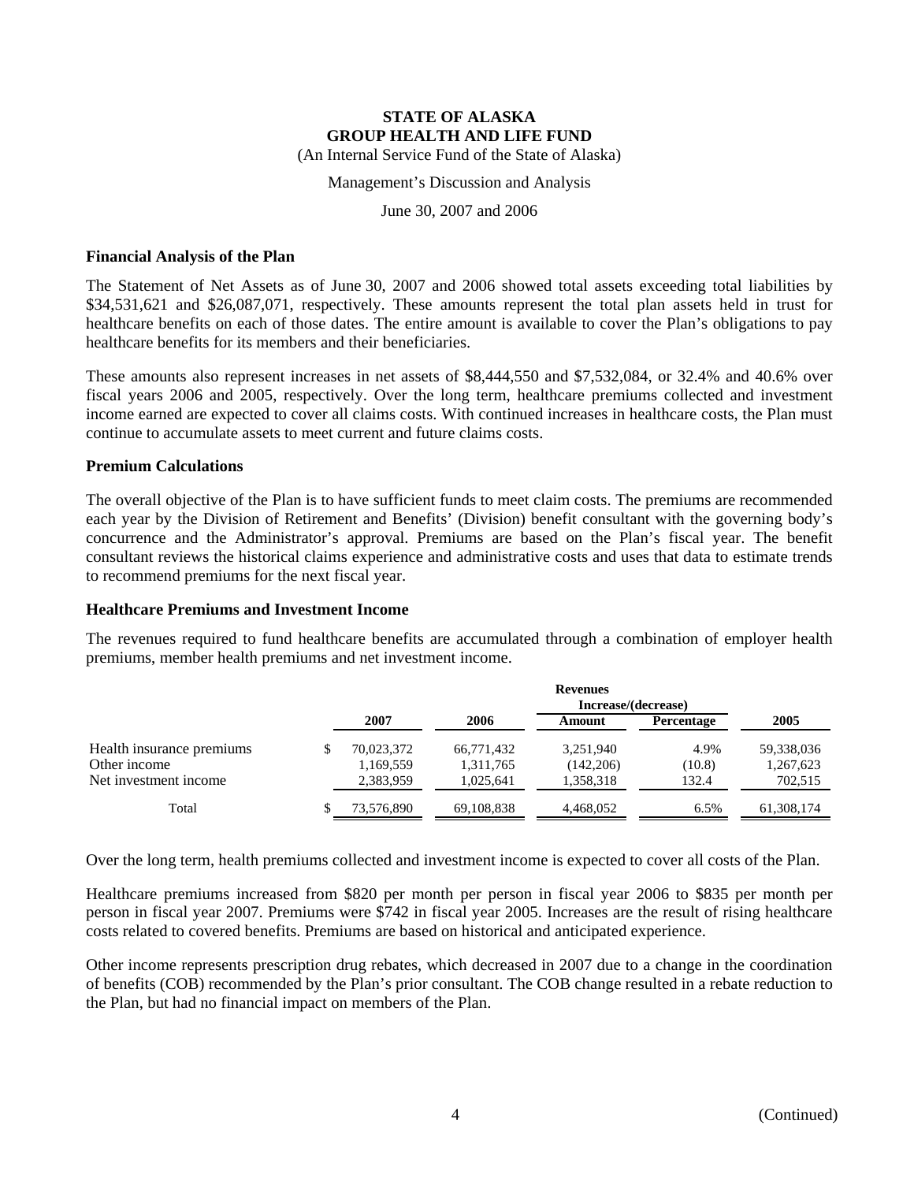**STATE OF ALASKA**
**GROUP HEALTH AND LIFE FUND**
(An Internal Service Fund of the State of Alaska)

Management's Discussion and Analysis

June 30, 2007 and 2006

### Financial Analysis of the Plan

The Statement of Net Assets as of June 30, 2007 and 2006 showed total assets exceeding total liabilities by $34,531,621 and $26,087,071, respectively. These amounts represent the total plan assets held in trust for healthcare benefits on each of those dates. The entire amount is available to cover the Plan's obligations to pay healthcare benefits for its members and their beneficiaries.

These amounts also represent increases in net assets of $8,444,550 and $7,532,084, or 32.4% and 40.6% over fiscal years 2006 and 2005, respectively. Over the long term, healthcare premiums collected and investment income earned are expected to cover all claims costs. With continued increases in healthcare costs, the Plan must continue to accumulate assets to meet current and future claims costs.

### Premium Calculations

The overall objective of the Plan is to have sufficient funds to meet claim costs. The premiums are recommended each year by the Division of Retirement and Benefits' (Division) benefit consultant with the governing body's concurrence and the Administrator's approval. Premiums are based on the Plan's fiscal year. The benefit consultant reviews the historical claims experience and administrative costs and uses that data to estimate trends to recommend premiums for the next fiscal year.

### Healthcare Premiums and Investment Income

The revenues required to fund healthcare benefits are accumulated through a combination of employer health premiums, member health premiums and net investment income.

| | Revenues | | | | |
|---|---|---|---|---|---|
| | | | Increase/(decrease) | | |
| | 2007 | 2006 | Amount | Percentage | 2005 |
| Health insurance premiums | $ 70,023,372 | 66,771,432 | 3,251,940 | 4.9% | 59,338,036 |
| Other income | 1,169,559 | 1,311,765 | (142,206) | (10.8) | 1,267,623 |
| Net investment income | 2,383,959 | 1,025,641 | 1,358,318 | 132.4 | 702,515 |
| Total | $ 73,576,890 | 69,108,838 | 4,468,052 | 6.5% | 61,308,174 |

Over the long term, health premiums collected and investment income is expected to cover all costs of the Plan.

Healthcare premiums increased from $820 per month per person in fiscal year 2006 to $835 per month per person in fiscal year 2007. Premiums were $742 in fiscal year 2005. Increases are the result of rising healthcare costs related to covered benefits. Premiums are based on historical and anticipated experience.

Other income represents prescription drug rebates, which decreased in 2007 due to a change in the coordination of benefits (COB) recommended by the Plan's prior consultant. The COB change resulted in a rebate reduction to the Plan, but had no financial impact on members of the Plan.

(Continued)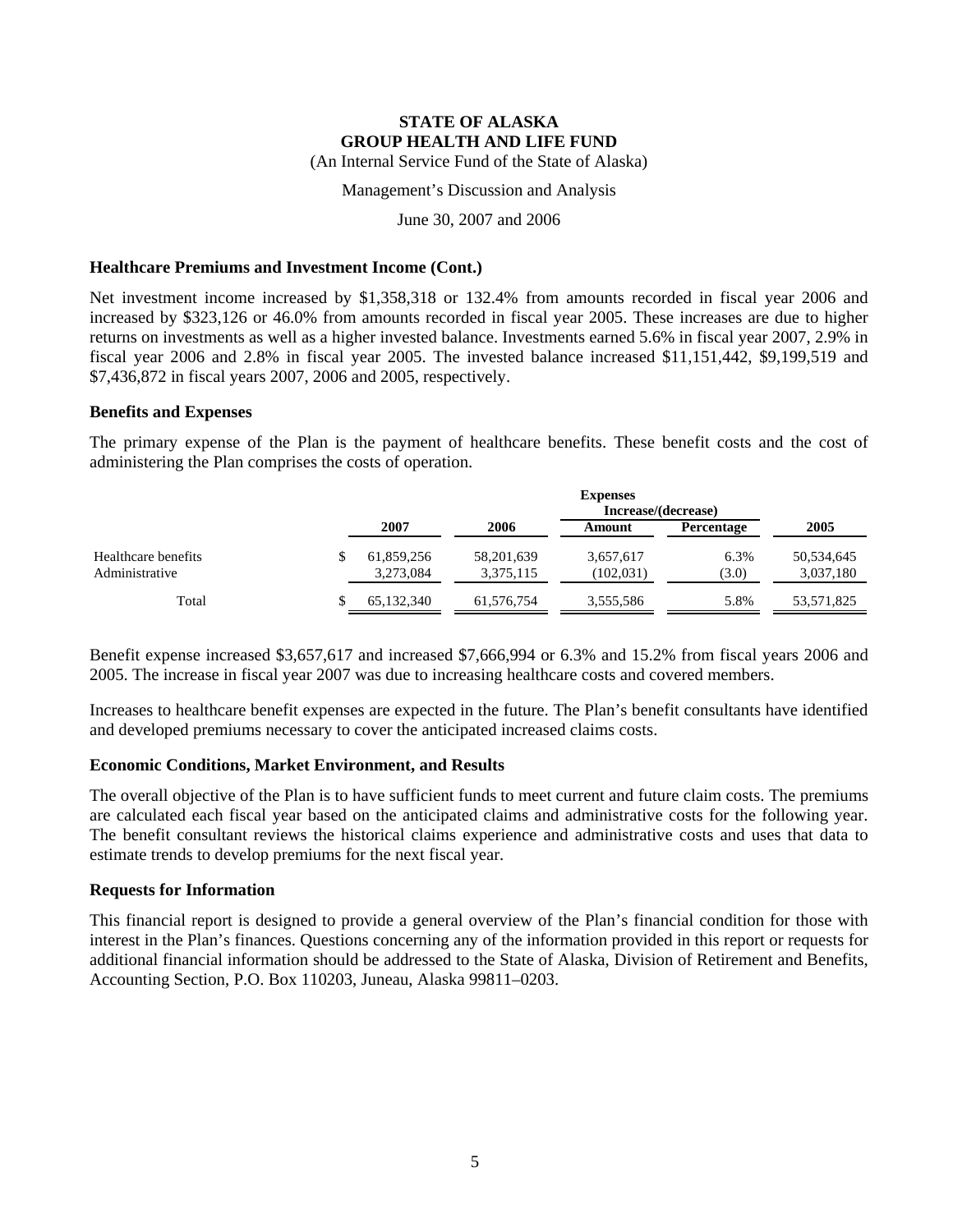**STATE OF ALASKA**
**GROUP HEALTH AND LIFE FUND**
(An Internal Service Fund of the State of Alaska)

Management's Discussion and Analysis

June 30, 2007 and 2006

### Healthcare Premiums and Investment Income (Cont.)

Net investment income increased by $1,358,318 or 132.4% from amounts recorded in fiscal year 2006 and increased by $323,126 or 46.0% from amounts recorded in fiscal year 2005. These increases are due to higher returns on investments as well as a higher invested balance. Investments earned 5.6% in fiscal year 2007, 2.9% in fiscal year 2006 and 2.8% in fiscal year 2005. The invested balance increased $11,151,442, $9,199,519 and $7,436,872 in fiscal years 2007, 2006 and 2005, respectively.

### Benefits and Expenses

The primary expense of the Plan is the payment of healthcare benefits. These benefit costs and the cost of administering the Plan comprises the costs of operation.

| | | | Expenses Increase/(decrease) | | |
|---|---|---|---|---|---|
| | 2007 | 2006 | Amount | Percentage | 2005 |
| Healthcare benefits | $ 61,859,256 | 58,201,639 | 3,657,617 | 6.3% | 50,534,645 |
| Administrative | 3,273,084 | 3,375,115 | (102,031) | (3.0) | 3,037,180 |
| Total | $ 65,132,340 | 61,576,754 | 3,555,586 | 5.8% | 53,571,825 |

Benefit expense increased $3,657,617 and increased $7,666,994 or 6.3% and 15.2% from fiscal years 2006 and 2005. The increase in fiscal year 2007 was due to increasing healthcare costs and covered members.

Increases to healthcare benefit expenses are expected in the future. The Plan's benefit consultants have identified and developed premiums necessary to cover the anticipated increased claims costs.

### Economic Conditions, Market Environment, and Results

The overall objective of the Plan is to have sufficient funds to meet current and future claim costs. The premiums are calculated each fiscal year based on the anticipated claims and administrative costs for the following year. The benefit consultant reviews the historical claims experience and administrative costs and uses that data to estimate trends to develop premiums for the next fiscal year.

### Requests for Information

This financial report is designed to provide a general overview of the Plan's financial condition for those with interest in the Plan's finances. Questions concerning any of the information provided in this report or requests for additional financial information should be addressed to the State of Alaska, Division of Retirement and Benefits, Accounting Section, P.O. Box 110203, Juneau, Alaska 99811–0203.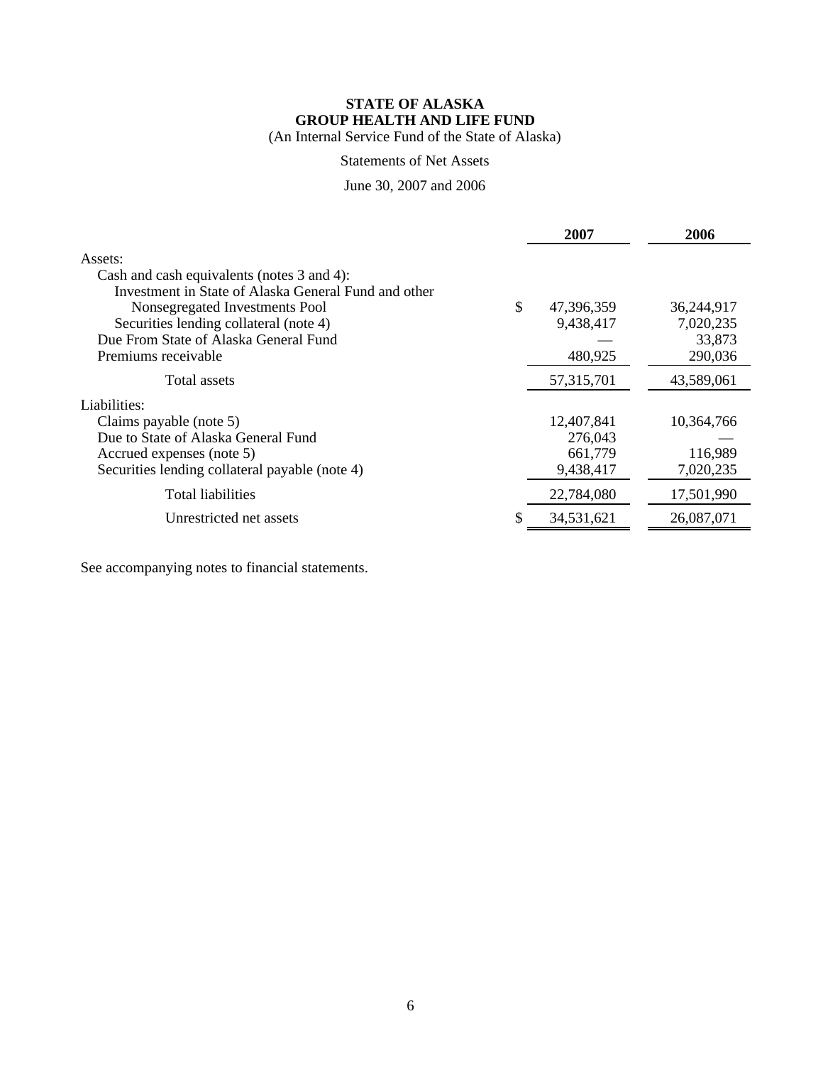**STATE OF ALASKA**
**GROUP HEALTH AND LIFE FUND**
(An Internal Service Fund of the State of Alaska)

Statements of Net Assets

June 30, 2007 and 2006

| | 2007 | 2006 |
|---|---|---|
| Assets: | | |
| Cash and cash equivalents (notes 3 and 4): | | |
| Investment in State of Alaska General Fund and other Nonsegregated Investments Pool | $ 47,396,359 | 36,244,917 |
| Securities lending collateral (note 4) | 9,438,417 | 7,020,235 |
| Due From State of Alaska General Fund | — | 33,873 |
| Premiums receivable | 480,925 | 290,036 |
| Total assets | 57,315,701 | 43,589,061 |
| Liabilities: | | |
| Claims payable (note 5) | 12,407,841 | 10,364,766 |
| Due to State of Alaska General Fund | 276,043 | — |
| Accrued expenses (note 5) | 661,779 | 116,989 |
| Securities lending collateral payable (note 4) | 9,438,417 | 7,020,235 |
| Total liabilities | 22,784,080 | 17,501,990 |
| Unrestricted net assets | $ 34,531,621 | 26,087,071 |

See accompanying notes to financial statements.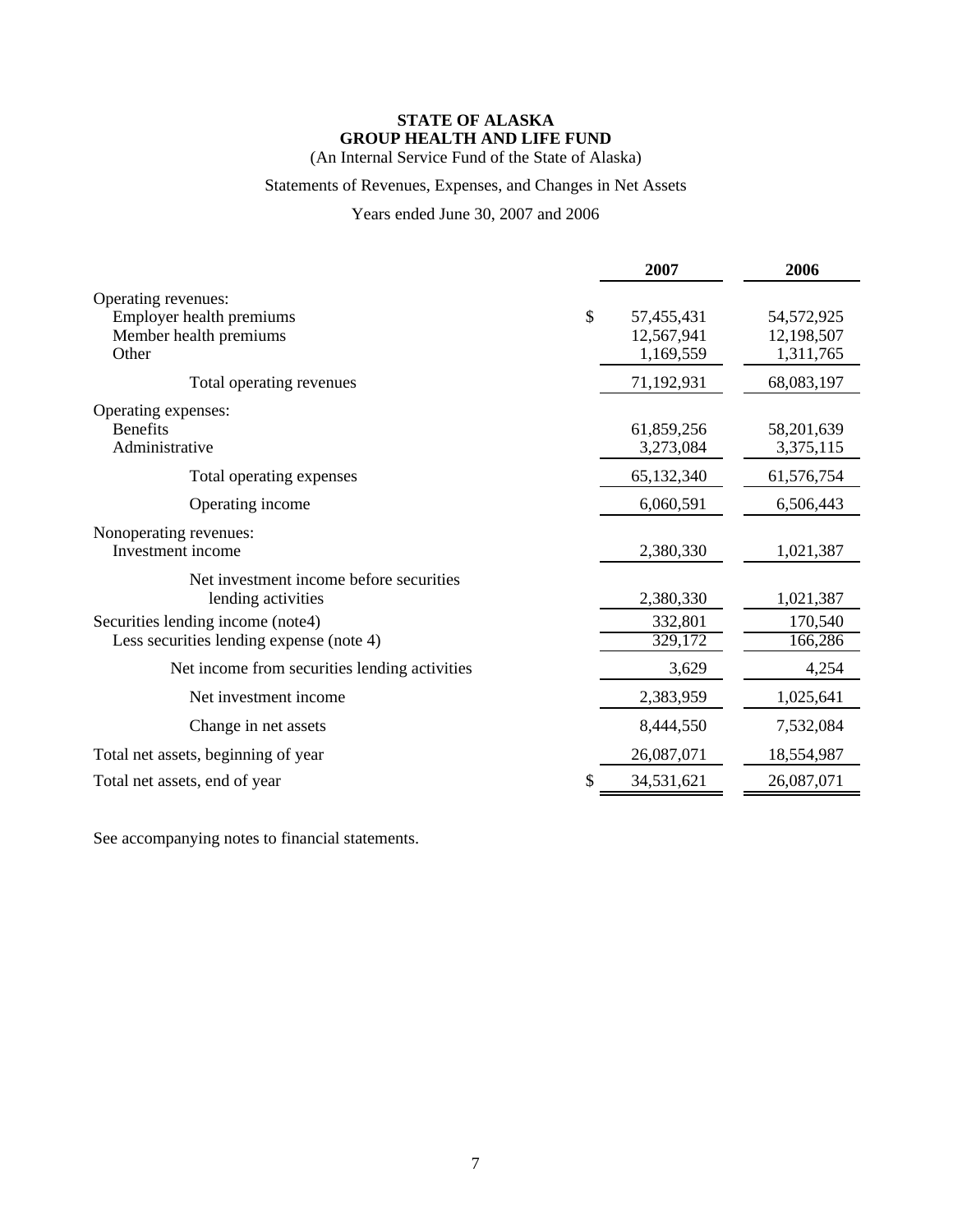**STATE OF ALASKA**
**GROUP HEALTH AND LIFE FUND**
(An Internal Service Fund of the State of Alaska)

Statements of Revenues, Expenses, and Changes in Net Assets

Years ended June 30, 2007 and 2006

| | 2007 | 2006 |
|---|---|---|
| Operating revenues: | | |
| Employer health premiums | $ 57,455,431 | 54,572,925 |
| Member health premiums | 12,567,941 | 12,198,507 |
| Other | 1,169,559 | 1,311,765 |
| Total operating revenues | 71,192,931 | 68,083,197 |
| Operating expenses: | | |
| Benefits | 61,859,256 | 58,201,639 |
| Administrative | 3,273,084 | 3,375,115 |
| Total operating expenses | 65,132,340 | 61,576,754 |
| Operating income | 6,060,591 | 6,506,443 |
| Nonoperating revenues: | | |
| Investment income | 2,380,330 | 1,021,387 |
| Net investment income before securities lending activities | 2,380,330 | 1,021,387 |
| Securities lending income (note4) | 332,801 | 170,540 |
| Less securities lending expense (note 4) | 329,172 | 166,286 |
| Net income from securities lending activities | 3,629 | 4,254 |
| Net investment income | 2,383,959 | 1,025,641 |
| Change in net assets | 8,444,550 | 7,532,084 |
| Total net assets, beginning of year | 26,087,071 | 18,554,987 |
| Total net assets, end of year | $ 34,531,621 | 26,087,071 |

See accompanying notes to financial statements.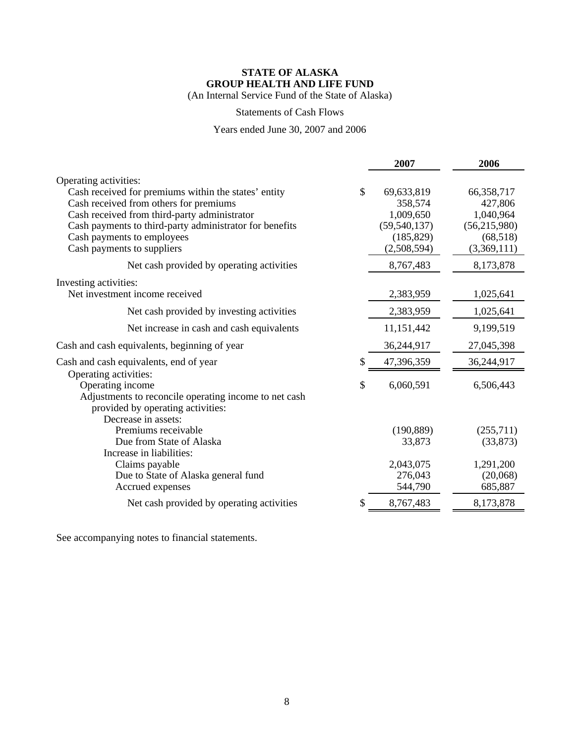**STATE OF ALASKA**
**GROUP HEALTH AND LIFE FUND**
(An Internal Service Fund of the State of Alaska)

Statements of Cash Flows

Years ended June 30, 2007 and 2006

| | | 2007 | 2006 |
|---|---|---|---|
| Operating activities: | | | |
| Cash received for premiums within the states' entity | $ | 69,633,819 | 66,358,717 |
| Cash received from others for premiums | | 358,574 | 427,806 |
| Cash received from third-party administrator | | 1,009,650 | 1,040,964 |
| Cash payments to third-party administrator for benefits | | (59,540,137) | (56,215,980) |
| Cash payments to employees | | (185,829) | (68,518) |
| Cash payments to suppliers | | (2,508,594) | (3,369,111) |
| Net cash provided by operating activities | | 8,767,483 | 8,173,878 |
| Investing activities: | | | |
| Net investment income received | | 2,383,959 | 1,025,641 |
| Net cash provided by investing activities | | 2,383,959 | 1,025,641 |
| Net increase in cash and cash equivalents | | 11,151,442 | 9,199,519 |
| Cash and cash equivalents, beginning of year | | 36,244,917 | 27,045,398 |
| Cash and cash equivalents, end of year | $ | 47,396,359 | 36,244,917 |
| Operating activities: | | | |
| Operating income | $ | 6,060,591 | 6,506,443 |
| Adjustments to reconcile operating income to net cash provided by operating activities: | | | |
| Decrease in assets: | | | |
| Premiums receivable | | (190,889) | (255,711) |
| Due from State of Alaska | | 33,873 | (33,873) |
| Increase in liabilities: | | | |
| Claims payable | | 2,043,075 | 1,291,200 |
| Due to State of Alaska general fund | | 276,043 | (20,068) |
| Accrued expenses | | 544,790 | 685,887 |
| Net cash provided by operating activities | $ | 8,767,483 | 8,173,878 |

See accompanying notes to financial statements.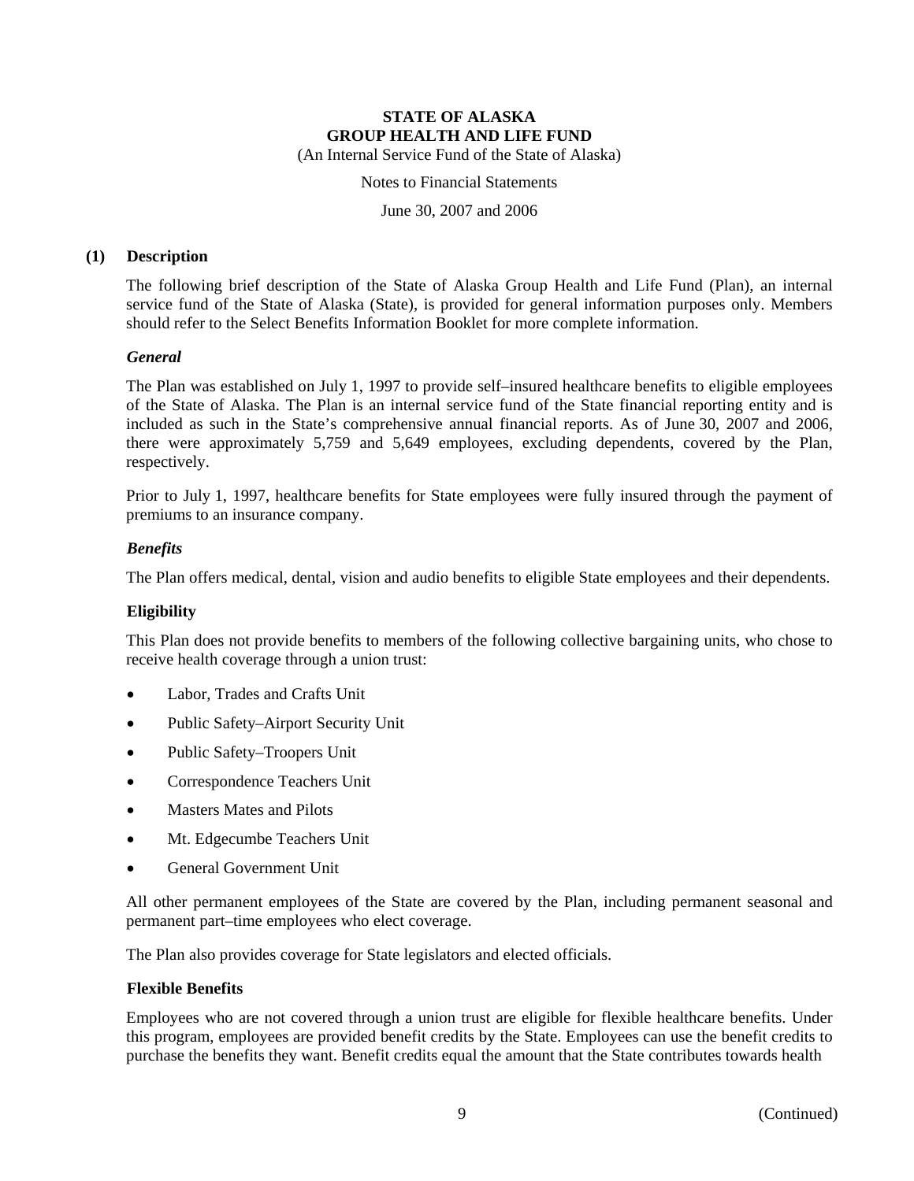**STATE OF ALASKA**
**GROUP HEALTH AND LIFE FUND**
(An Internal Service Fund of the State of Alaska)

Notes to Financial Statements

June 30, 2007 and 2006

## (1) Description

The following brief description of the State of Alaska Group Health and Life Fund (Plan), an internal service fund of the State of Alaska (State), is provided for general information purposes only. Members should refer to the Select Benefits Information Booklet for more complete information.

### *General*

The Plan was established on July 1, 1997 to provide self–insured healthcare benefits to eligible employees of the State of Alaska. The Plan is an internal service fund of the State financial reporting entity and is included as such in the State's comprehensive annual financial reports. As of June 30, 2007 and 2006, there were approximately 5,759 and 5,649 employees, excluding dependents, covered by the Plan, respectively.

Prior to July 1, 1997, healthcare benefits for State employees were fully insured through the payment of premiums to an insurance company.

### *Benefits*

The Plan offers medical, dental, vision and audio benefits to eligible State employees and their dependents.

### Eligibility

This Plan does not provide benefits to members of the following collective bargaining units, who chose to receive health coverage through a union trust:

- Labor, Trades and Crafts Unit
- Public Safety–Airport Security Unit
- Public Safety–Troopers Unit
- Correspondence Teachers Unit
- Masters Mates and Pilots
- Mt. Edgecumbe Teachers Unit
- General Government Unit

All other permanent employees of the State are covered by the Plan, including permanent seasonal and permanent part–time employees who elect coverage.

The Plan also provides coverage for State legislators and elected officials.

### Flexible Benefits

Employees who are not covered through a union trust are eligible for flexible healthcare benefits. Under this program, employees are provided benefit credits by the State. Employees can use the benefit credits to purchase the benefits they want. Benefit credits equal the amount that the State contributes towards health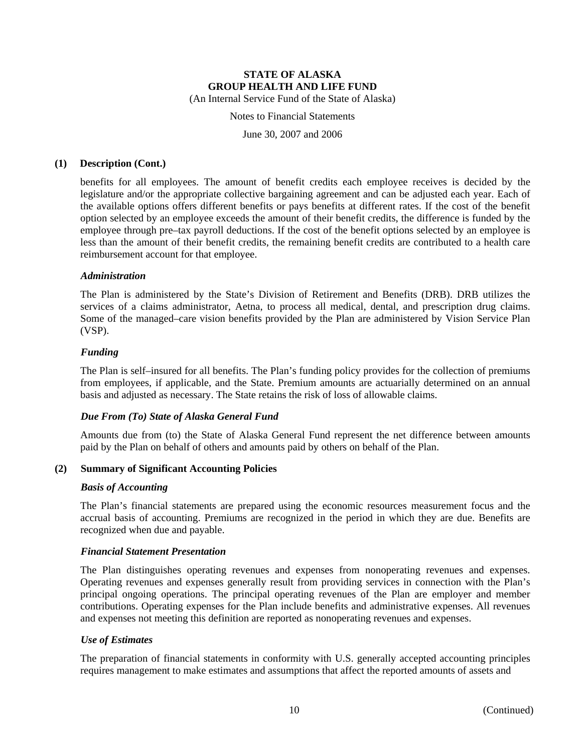# STATE OF ALASKA
## GROUP HEALTH AND LIFE FUND
(An Internal Service Fund of the State of Alaska)

Notes to Financial Statements

June 30, 2007 and 2006

**(1) Description (Cont.)**

benefits for all employees. The amount of benefit credits each employee receives is decided by the legislature and/or the appropriate collective bargaining agreement and can be adjusted each year. Each of the available options offers different benefits or pays benefits at different rates. If the cost of the benefit option selected by an employee exceeds the amount of their benefit credits, the difference is funded by the employee through pre–tax payroll deductions. If the cost of the benefit options selected by an employee is less than the amount of their benefit credits, the remaining benefit credits are contributed to a health care reimbursement account for that employee.

***Administration***

The Plan is administered by the State's Division of Retirement and Benefits (DRB). DRB utilizes the services of a claims administrator, Aetna, to process all medical, dental, and prescription drug claims. Some of the managed–care vision benefits provided by the Plan are administered by Vision Service Plan (VSP).

***Funding***

The Plan is self–insured for all benefits. The Plan's funding policy provides for the collection of premiums from employees, if applicable, and the State. Premium amounts are actuarially determined on an annual basis and adjusted as necessary. The State retains the risk of loss of allowable claims.

***Due From (To) State of Alaska General Fund***

Amounts due from (to) the State of Alaska General Fund represent the net difference between amounts paid by the Plan on behalf of others and amounts paid by others on behalf of the Plan.

**(2) Summary of Significant Accounting Policies**

***Basis of Accounting***

The Plan's financial statements are prepared using the economic resources measurement focus and the accrual basis of accounting. Premiums are recognized in the period in which they are due. Benefits are recognized when due and payable.

***Financial Statement Presentation***

The Plan distinguishes operating revenues and expenses from nonoperating revenues and expenses. Operating revenues and expenses generally result from providing services in connection with the Plan's principal ongoing operations. The principal operating revenues of the Plan are employer and member contributions. Operating expenses for the Plan include benefits and administrative expenses. All revenues and expenses not meeting this definition are reported as nonoperating revenues and expenses.

***Use of Estimates***

The preparation of financial statements in conformity with U.S. generally accepted accounting principles requires management to make estimates and assumptions that affect the reported amounts of assets and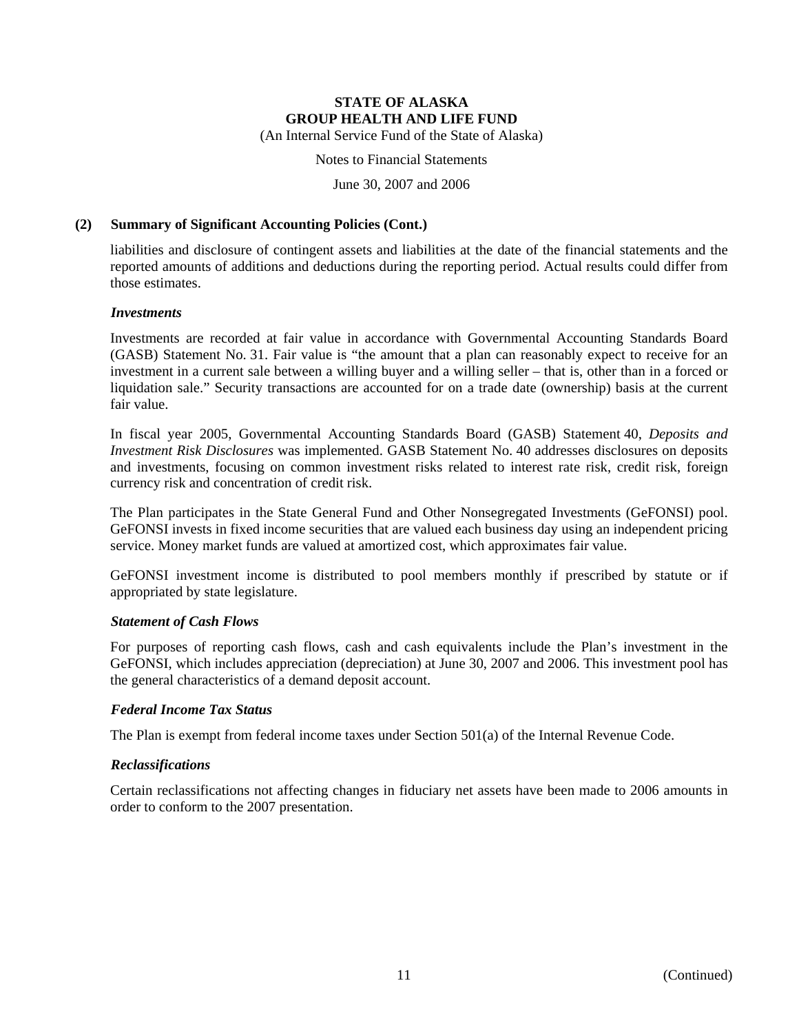## (2) Summary of Significant Accounting Policies (Cont.)

liabilities and disclosure of contingent assets and liabilities at the date of the financial statements and the reported amounts of additions and deductions during the reporting period. Actual results could differ from those estimates.

### *Investments*

Investments are recorded at fair value in accordance with Governmental Accounting Standards Board (GASB) Statement No. 31. Fair value is "the amount that a plan can reasonably expect to receive for an investment in a current sale between a willing buyer and a willing seller – that is, other than in a forced or liquidation sale." Security transactions are accounted for on a trade date (ownership) basis at the current fair value.

In fiscal year 2005, Governmental Accounting Standards Board (GASB) Statement 40, *Deposits and Investment Risk Disclosures* was implemented. GASB Statement No. 40 addresses disclosures on deposits and investments, focusing on common investment risks related to interest rate risk, credit risk, foreign currency risk and concentration of credit risk.

The Plan participates in the State General Fund and Other Nonsegregated Investments (GeFONSI) pool. GeFONSI invests in fixed income securities that are valued each business day using an independent pricing service. Money market funds are valued at amortized cost, which approximates fair value.

GeFONSI investment income is distributed to pool members monthly if prescribed by statute or if appropriated by state legislature.

### *Statement of Cash Flows*

For purposes of reporting cash flows, cash and cash equivalents include the Plan's investment in the GeFONSI, which includes appreciation (depreciation) at June 30, 2007 and 2006. This investment pool has the general characteristics of a demand deposit account.

### *Federal Income Tax Status*

The Plan is exempt from federal income taxes under Section 501(a) of the Internal Revenue Code.

### *Reclassifications*

Certain reclassifications not affecting changes in fiduciary net assets have been made to 2006 amounts in order to conform to the 2007 presentation.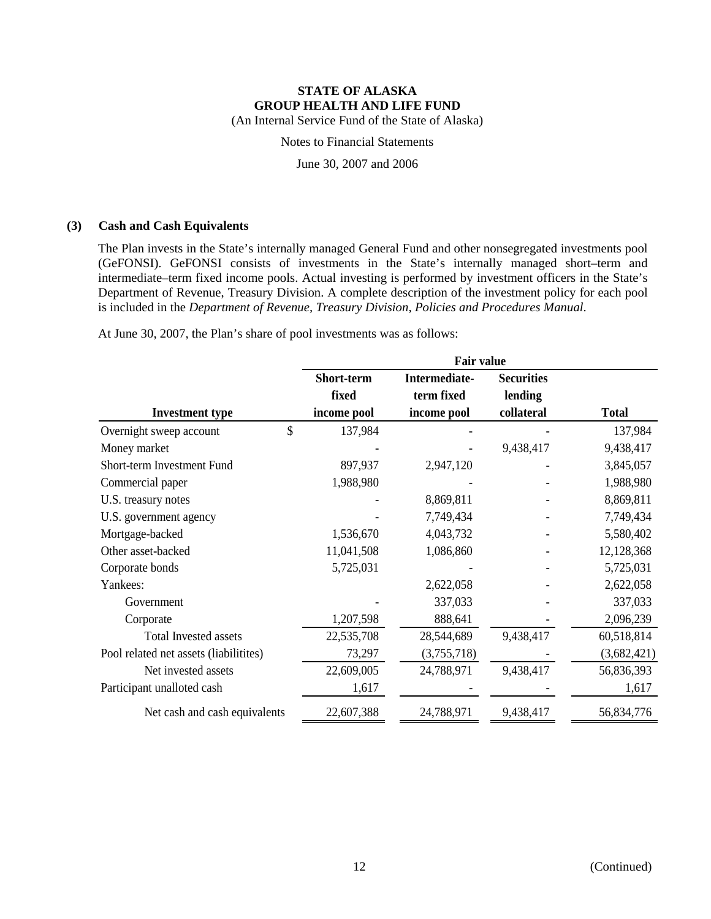**STATE OF ALASKA**
**GROUP HEALTH AND LIFE FUND**
(An Internal Service Fund of the State of Alaska)

Notes to Financial Statements

June 30, 2007 and 2006

## (3) Cash and Cash Equivalents

The Plan invests in the State's internally managed General Fund and other nonsegregated investments pool (GeFONSI). GeFONSI consists of investments in the State's internally managed short–term and intermediate–term fixed income pools. Actual investing is performed by investment officers in the State's Department of Revenue, Treasury Division. A complete description of the investment policy for each pool is included in the *Department of Revenue, Treasury Division, Policies and Procedures Manual*.

At June 30, 2007, the Plan's share of pool investments was as follows:

| | Fair value | | | |
|---|---|---|---|---|
| **Investment type** | **Short-term fixed income pool** | **Intermediate-term fixed income pool** | **Securities lending collateral** | **Total** |
| Overnight sweep account | $ 137,984 | - | - | 137,984 |
| Money market | - | - | 9,438,417 | 9,438,417 |
| Short-term Investment Fund | 897,937 | 2,947,120 | - | 3,845,057 |
| Commercial paper | 1,988,980 | - | - | 1,988,980 |
| U.S. treasury notes | - | 8,869,811 | - | 8,869,811 |
| U.S. government agency | - | 7,749,434 | - | 7,749,434 |
| Mortgage-backed | 1,536,670 | 4,043,732 | - | 5,580,402 |
| Other asset-backed | 11,041,508 | 1,086,860 | - | 12,128,368 |
| Corporate bonds | 5,725,031 | - | - | 5,725,031 |
| Yankees: | | 2,622,058 | - | 2,622,058 |
| Government | - | 337,033 | - | 337,033 |
| Corporate | 1,207,598 | 888,641 | - | 2,096,239 |
| Total Invested assets | 22,535,708 | 28,544,689 | 9,438,417 | 60,518,814 |
| Pool related net assets (liabilitites) | 73,297 | (3,755,718) | - | (3,682,421) |
| Net invested assets | 22,609,005 | 24,788,971 | 9,438,417 | 56,836,393 |
| Participant unalloted cash | 1,617 | - | - | 1,617 |
| Net cash and cash equivalents | 22,607,388 | 24,788,971 | 9,438,417 | 56,834,776 |

(Continued)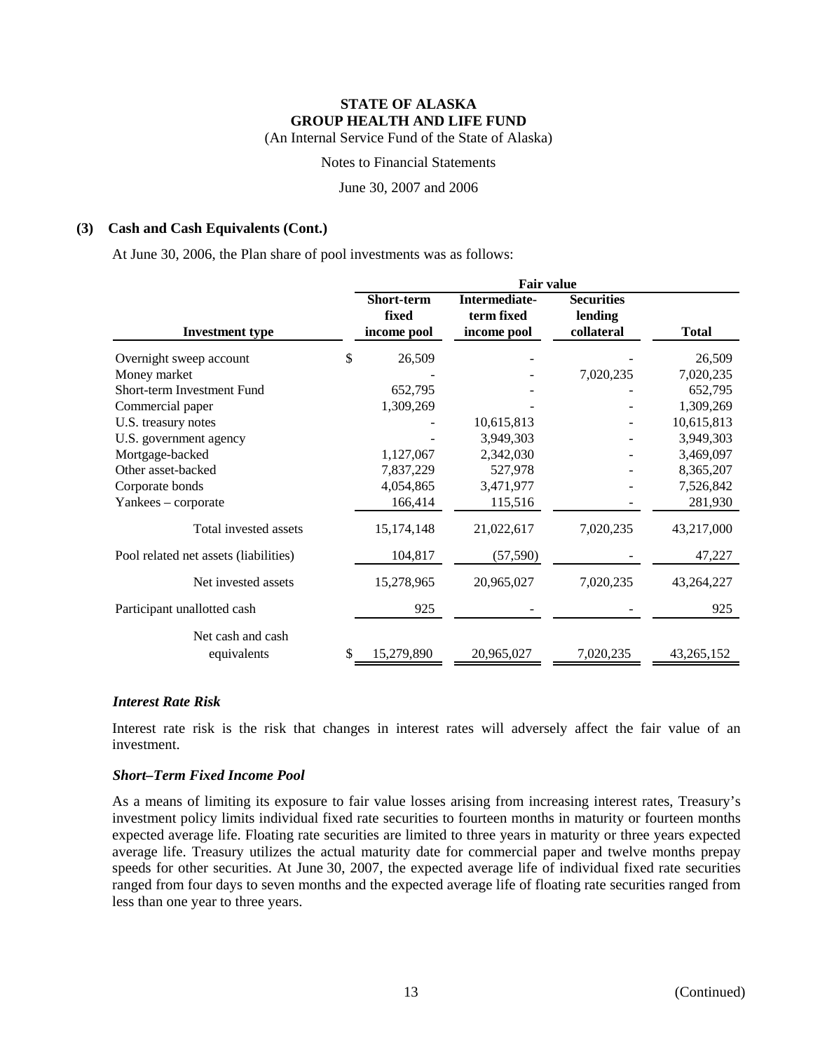**STATE OF ALASKA**
**GROUP HEALTH AND LIFE FUND**
(An Internal Service Fund of the State of Alaska)

Notes to Financial Statements

June 30, 2007 and 2006

## (3) Cash and Cash Equivalents (Cont.)

At June 30, 2006, the Plan share of pool investments was as follows:

| | Fair value | | | |
|---|---|---|---|---|
| **Investment type** | **Short-term fixed income pool** | **Intermediate-term fixed income pool** | **Securities lending collateral** | **Total** |
| Overnight sweep account | $ 26,509 | - | - | 26,509 |
| Money market | - | - | 7,020,235 | 7,020,235 |
| Short-term Investment Fund | 652,795 | - | - | 652,795 |
| Commercial paper | 1,309,269 | - | - | 1,309,269 |
| U.S. treasury notes | - | 10,615,813 | - | 10,615,813 |
| U.S. government agency | - | 3,949,303 | - | 3,949,303 |
| Mortgage-backed | 1,127,067 | 2,342,030 | - | 3,469,097 |
| Other asset-backed | 7,837,229 | 527,978 | - | 8,365,207 |
| Corporate bonds | 4,054,865 | 3,471,977 | - | 7,526,842 |
| Yankees – corporate | 166,414 | 115,516 | - | 281,930 |
| Total invested assets | 15,174,148 | 21,022,617 | 7,020,235 | 43,217,000 |
| Pool related net assets (liabilities) | 104,817 | (57,590) | - | 47,227 |
| Net invested assets | 15,278,965 | 20,965,027 | 7,020,235 | 43,264,227 |
| Participant unallotted cash | 925 | - | - | 925 |
| Net cash and cash equivalents | $ 15,279,890 | 20,965,027 | 7,020,235 | 43,265,152 |

### *Interest Rate Risk*

Interest rate risk is the risk that changes in interest rates will adversely affect the fair value of an investment.

### *Short–Term Fixed Income Pool*

As a means of limiting its exposure to fair value losses arising from increasing interest rates, Treasury's investment policy limits individual fixed rate securities to fourteen months in maturity or fourteen months expected average life. Floating rate securities are limited to three years in maturity or three years expected average life. Treasury utilizes the actual maturity date for commercial paper and twelve months prepay speeds for other securities. At June 30, 2007, the expected average life of individual fixed rate securities ranged from four days to seven months and the expected average life of floating rate securities ranged from less than one year to three years.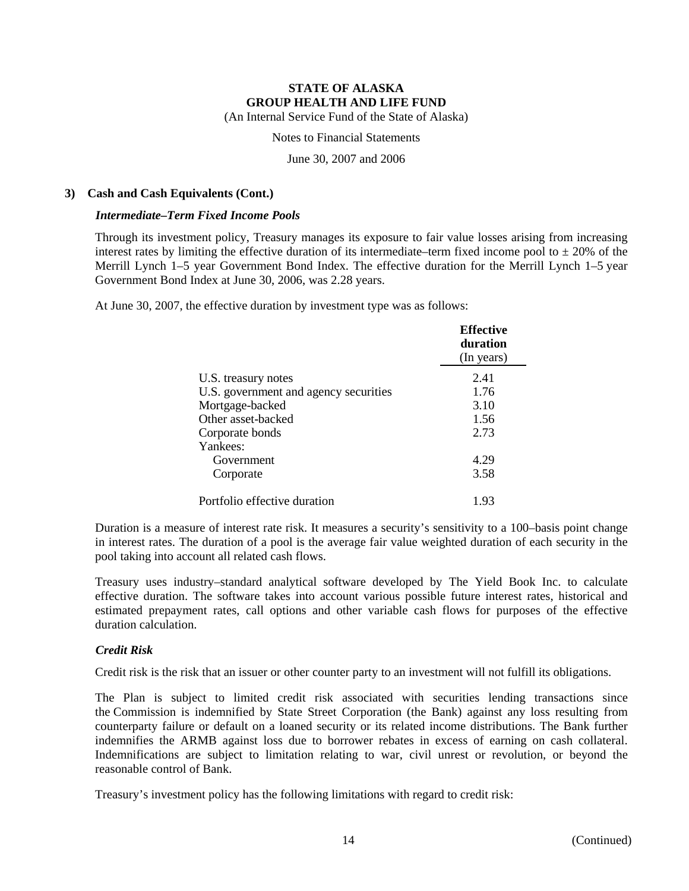# STATE OF ALASKA
# GROUP HEALTH AND LIFE FUND

(An Internal Service Fund of the State of Alaska)

Notes to Financial Statements

June 30, 2007 and 2006

## 3) Cash and Cash Equivalents (Cont.)

### *Intermediate–Term Fixed Income Pools*

Through its investment policy, Treasury manages its exposure to fair value losses arising from increasing interest rates by limiting the effective duration of its intermediate–term fixed income pool to ± 20% of the Merrill Lynch 1–5 year Government Bond Index. The effective duration for the Merrill Lynch 1–5 year Government Bond Index at June 30, 2006, was 2.28 years.

At June 30, 2007, the effective duration by investment type was as follows:

| | **Effective duration** (In years) |
|---|---|
| U.S. treasury notes | 2.41 |
| U.S. government and agency securities | 1.76 |
| Mortgage-backed | 3.10 |
| Other asset-backed | 1.56 |
| Corporate bonds | 2.73 |
| Yankees: | |
| Government | 4.29 |
| Corporate | 3.58 |
| Portfolio effective duration | 1.93 |

Duration is a measure of interest rate risk. It measures a security's sensitivity to a 100–basis point change in interest rates. The duration of a pool is the average fair value weighted duration of each security in the pool taking into account all related cash flows.

Treasury uses industry–standard analytical software developed by The Yield Book Inc. to calculate effective duration. The software takes into account various possible future interest rates, historical and estimated prepayment rates, call options and other variable cash flows for purposes of the effective duration calculation.

### *Credit Risk*

Credit risk is the risk that an issuer or other counter party to an investment will not fulfill its obligations.

The Plan is subject to limited credit risk associated with securities lending transactions since the Commission is indemnified by State Street Corporation (the Bank) against any loss resulting from counterparty failure or default on a loaned security or its related income distributions. The Bank further indemnifies the ARMB against loss due to borrower rebates in excess of earning on cash collateral. Indemnifications are subject to limitation relating to war, civil unrest or revolution, or beyond the reasonable control of Bank.

Treasury's investment policy has the following limitations with regard to credit risk:

(Continued)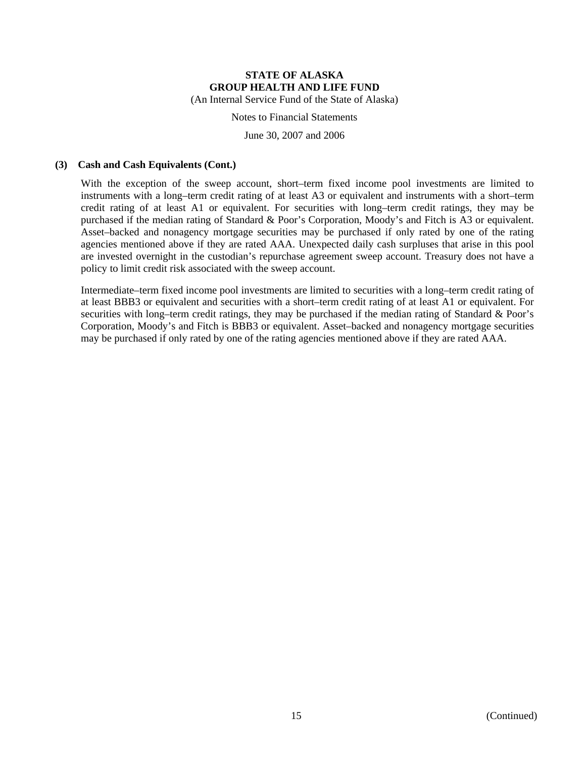### (3) Cash and Cash Equivalents (Cont.)

With the exception of the sweep account, short–term fixed income pool investments are limited to instruments with a long–term credit rating of at least A3 or equivalent and instruments with a short–term credit rating of at least A1 or equivalent. For securities with long–term credit ratings, they may be purchased if the median rating of Standard & Poor's Corporation, Moody's and Fitch is A3 or equivalent. Asset–backed and nonagency mortgage securities may be purchased if only rated by one of the rating agencies mentioned above if they are rated AAA. Unexpected daily cash surpluses that arise in this pool are invested overnight in the custodian's repurchase agreement sweep account. Treasury does not have a policy to limit credit risk associated with the sweep account.

Intermediate–term fixed income pool investments are limited to securities with a long–term credit rating of at least BBB3 or equivalent and securities with a short–term credit rating of at least A1 or equivalent. For securities with long–term credit ratings, they may be purchased if the median rating of Standard & Poor's Corporation, Moody's and Fitch is BBB3 or equivalent. Asset–backed and nonagency mortgage securities may be purchased if only rated by one of the rating agencies mentioned above if they are rated AAA.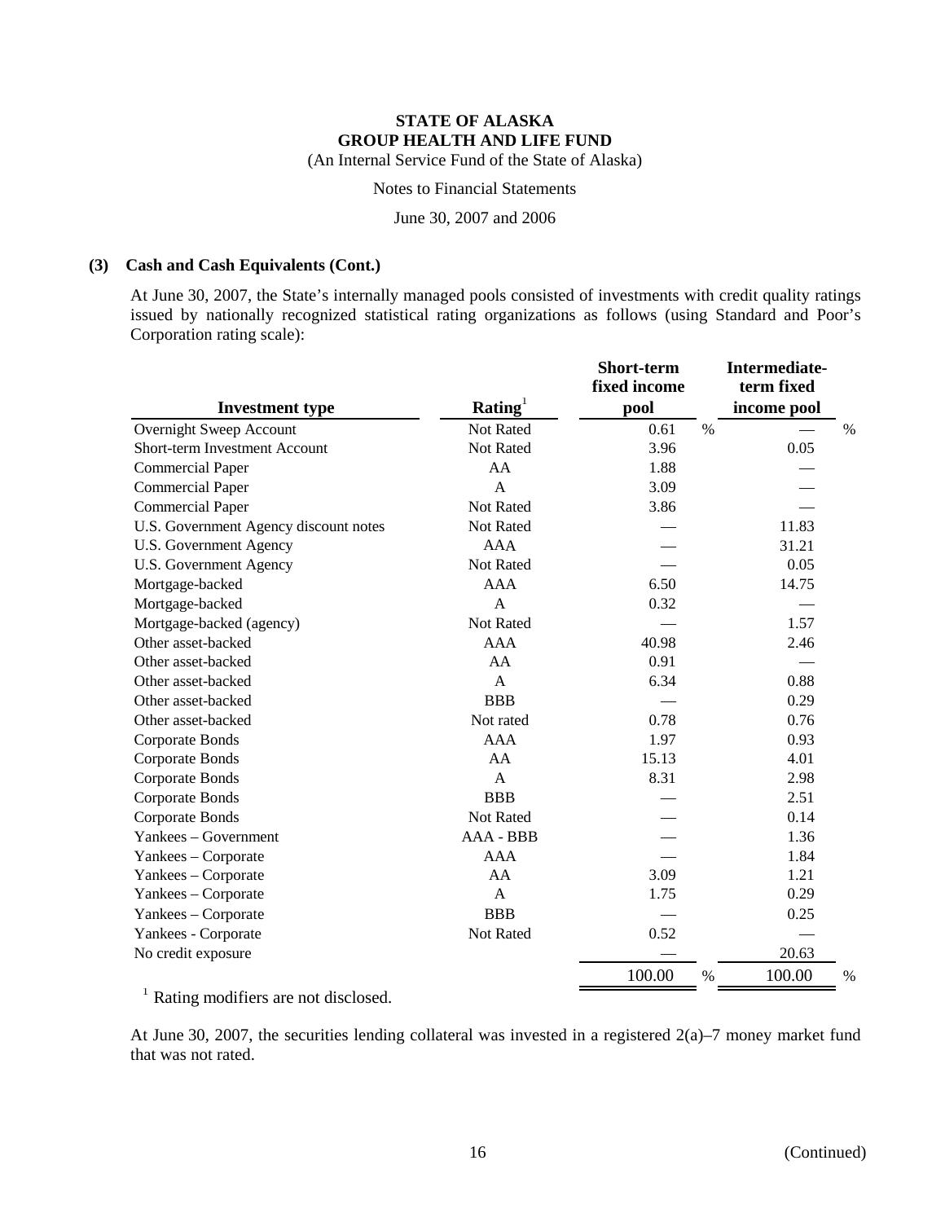**STATE OF ALASKA**
**GROUP HEALTH AND LIFE FUND**
(An Internal Service Fund of the State of Alaska)

Notes to Financial Statements

June 30, 2007 and 2006

**(3) Cash and Cash Equivalents (Cont.)**

At June 30, 2007, the State's internally managed pools consisted of investments with credit quality ratings issued by nationally recognized statistical rating organizations as follows (using Standard and Poor's Corporation rating scale):

| Investment type | Rating[1] | Short-term fixed income pool | | Intermediate-term fixed income pool | |
|---|---|---|---|---|---|
| Overnight Sweep Account | Not Rated | 0.61 | % | — | % |
| Short-term Investment Account | Not Rated | 3.96 | | 0.05 | |
| Commercial Paper | AA | 1.88 | | — | |
| Commercial Paper | A | 3.09 | | — | |
| Commercial Paper | Not Rated | 3.86 | | — | |
| U.S. Government Agency discount notes | Not Rated | — | | 11.83 | |
| U.S. Government Agency | AAA | — | | 31.21 | |
| U.S. Government Agency | Not Rated | — | | 0.05 | |
| Mortgage-backed | AAA | 6.50 | | 14.75 | |
| Mortgage-backed | A | 0.32 | | — | |
| Mortgage-backed (agency) | Not Rated | — | | 1.57 | |
| Other asset-backed | AAA | 40.98 | | 2.46 | |
| Other asset-backed | AA | 0.91 | | — | |
| Other asset-backed | A | 6.34 | | 0.88 | |
| Other asset-backed | BBB | — | | 0.29 | |
| Other asset-backed | Not rated | 0.78 | | 0.76 | |
| Corporate Bonds | AAA | 1.97 | | 0.93 | |
| Corporate Bonds | AA | 15.13 | | 4.01 | |
| Corporate Bonds | A | 8.31 | | 2.98 | |
| Corporate Bonds | BBB | — | | 2.51 | |
| Corporate Bonds | Not Rated | — | | 0.14 | |
| Yankees – Government | AAA - BBB | — | | 1.36 | |
| Yankees – Corporate | AAA | — | | 1.84 | |
| Yankees – Corporate | AA | 3.09 | | 1.21 | |
| Yankees – Corporate | A | 1.75 | | 0.29 | |
| Yankees – Corporate | BBB | — | | 0.25 | |
| Yankees - Corporate | Not Rated | 0.52 | | — | |
| No credit exposure | | — | | 20.63 | |
| | | 100.00 | % | 100.00 | % |

[1] Rating modifiers are not disclosed.

At June 30, 2007, the securities lending collateral was invested in a registered 2(a)–7 money market fund that was not rated.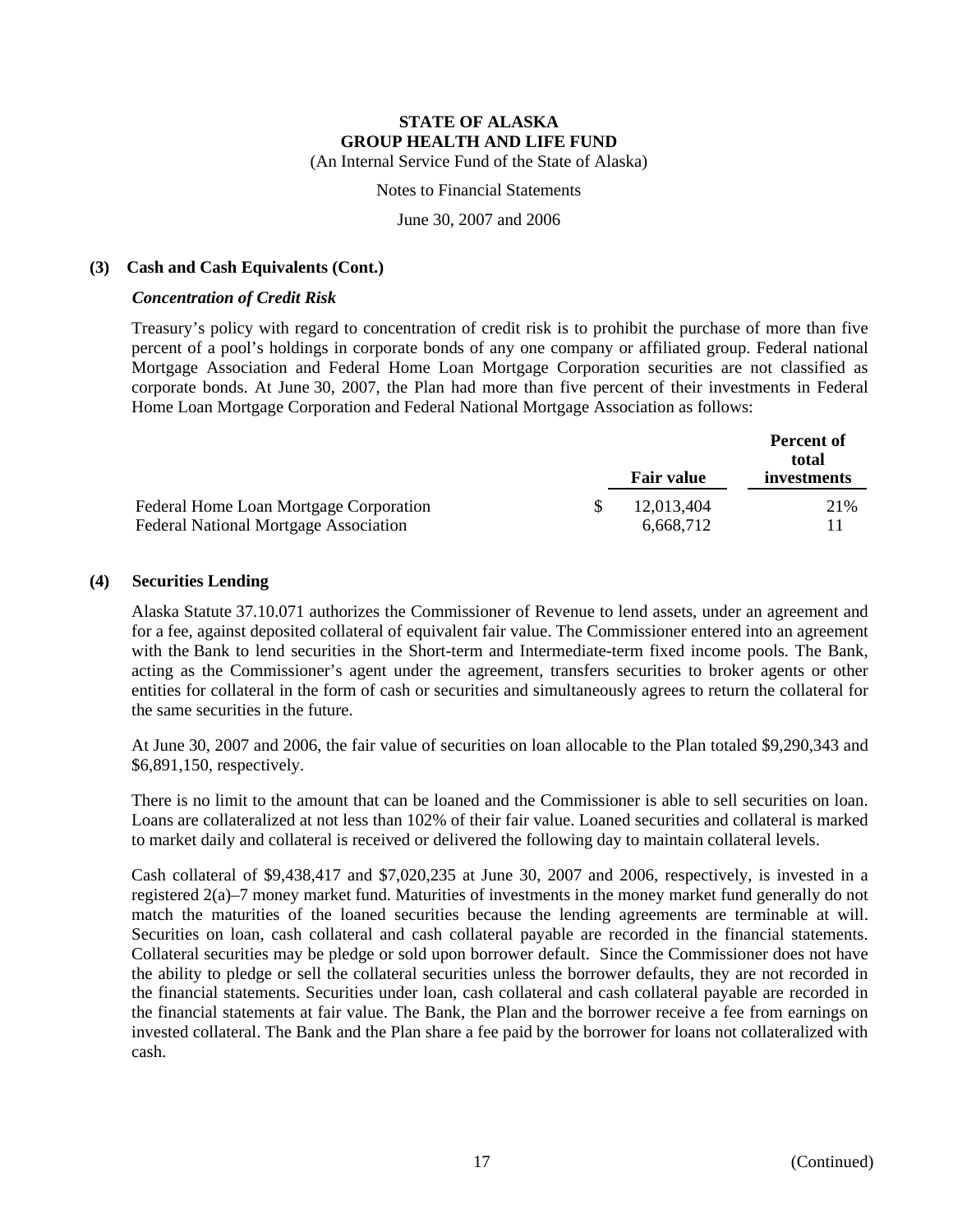**STATE OF ALASKA**
**GROUP HEALTH AND LIFE FUND**
(An Internal Service Fund of the State of Alaska)

Notes to Financial Statements

June 30, 2007 and 2006

## (3) Cash and Cash Equivalents (Cont.)

### *Concentration of Credit Risk*

Treasury's policy with regard to concentration of credit risk is to prohibit the purchase of more than five percent of a pool's holdings in corporate bonds of any one company or affiliated group. Federal national Mortgage Association and Federal Home Loan Mortgage Corporation securities are not classified as corporate bonds. At June 30, 2007, the Plan had more than five percent of their investments in Federal Home Loan Mortgage Corporation and Federal National Mortgage Association as follows:

| | Fair value | Percent of total investments |
|---|---|---|
| Federal Home Loan Mortgage Corporation | $ 12,013,404 | 21% |
| Federal National Mortgage Association | 6,668,712 | 11 |

## (4) Securities Lending

Alaska Statute 37.10.071 authorizes the Commissioner of Revenue to lend assets, under an agreement and for a fee, against deposited collateral of equivalent fair value. The Commissioner entered into an agreement with the Bank to lend securities in the Short-term and Intermediate-term fixed income pools. The Bank, acting as the Commissioner's agent under the agreement, transfers securities to broker agents or other entities for collateral in the form of cash or securities and simultaneously agrees to return the collateral for the same securities in the future.

At June 30, 2007 and 2006, the fair value of securities on loan allocable to the Plan totaled $9,290,343 and $6,891,150, respectively.

There is no limit to the amount that can be loaned and the Commissioner is able to sell securities on loan. Loans are collateralized at not less than 102% of their fair value. Loaned securities and collateral is marked to market daily and collateral is received or delivered the following day to maintain collateral levels.

Cash collateral of $9,438,417 and $7,020,235 at June 30, 2007 and 2006, respectively, is invested in a registered 2(a)–7 money market fund. Maturities of investments in the money market fund generally do not match the maturities of the loaned securities because the lending agreements are terminable at will. Securities on loan, cash collateral and cash collateral payable are recorded in the financial statements. Collateral securities may be pledge or sold upon borrower default. Since the Commissioner does not have the ability to pledge or sell the collateral securities unless the borrower defaults, they are not recorded in the financial statements. Securities under loan, cash collateral and cash collateral payable are recorded in the financial statements at fair value. The Bank, the Plan and the borrower receive a fee from earnings on invested collateral. The Bank and the Plan share a fee paid by the borrower for loans not collateralized with cash.

(Continued)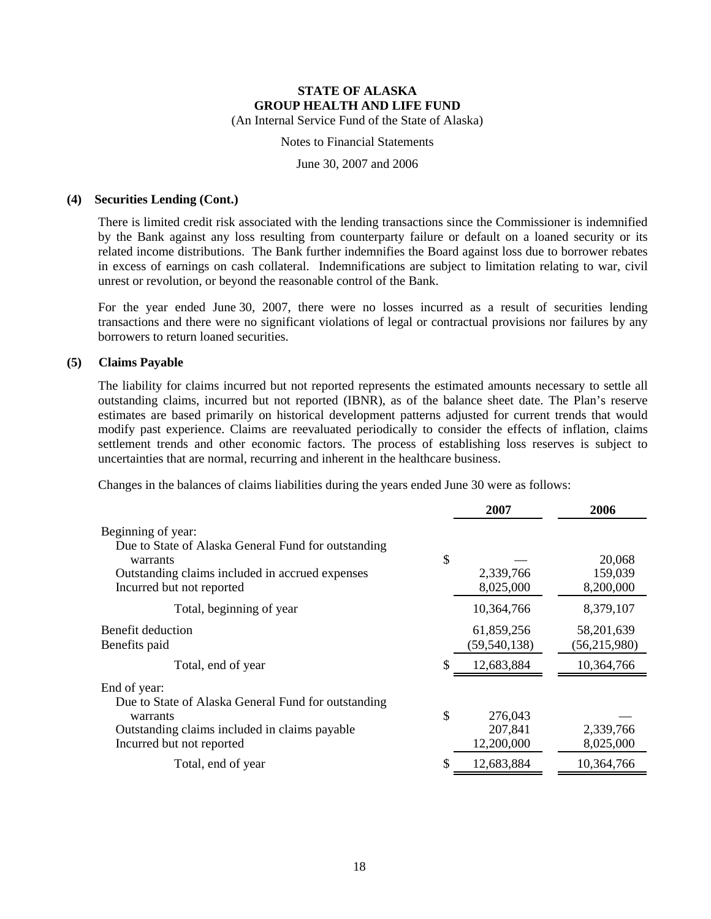# STATE OF ALASKA
# GROUP HEALTH AND LIFE FUND

(An Internal Service Fund of the State of Alaska)

Notes to Financial Statements

June 30, 2007 and 2006

## (4) Securities Lending (Cont.)

There is limited credit risk associated with the lending transactions since the Commissioner is indemnified by the Bank against any loss resulting from counterparty failure or default on a loaned security or its related income distributions. The Bank further indemnifies the Board against loss due to borrower rebates in excess of earnings on cash collateral. Indemnifications are subject to limitation relating to war, civil unrest or revolution, or beyond the reasonable control of the Bank.

For the year ended June 30, 2007, there were no losses incurred as a result of securities lending transactions and there were no significant violations of legal or contractual provisions nor failures by any borrowers to return loaned securities.

## (5) Claims Payable

The liability for claims incurred but not reported represents the estimated amounts necessary to settle all outstanding claims, incurred but not reported (IBNR), as of the balance sheet date. The Plan's reserve estimates are based primarily on historical development patterns adjusted for current trends that would modify past experience. Claims are reevaluated periodically to consider the effects of inflation, claims settlement trends and other economic factors. The process of establishing loss reserves is subject to uncertainties that are normal, recurring and inherent in the healthcare business.

Changes in the balances of claims liabilities during the years ended June 30 were as follows:

| | 2007 | 2006 |
|---|---|---|
| Beginning of year: | | |
| Due to State of Alaska General Fund for outstanding warrants | $ — | 20,068 |
| Outstanding claims included in accrued expenses | 2,339,766 | 159,039 |
| Incurred but not reported | 8,025,000 | 8,200,000 |
| Total, beginning of year | 10,364,766 | 8,379,107 |
| Benefit deduction | 61,859,256 | 58,201,639 |
| Benefits paid | (59,540,138) | (56,215,980) |
| Total, end of year | $ 12,683,884 | 10,364,766 |
| End of year: | | |
| Due to State of Alaska General Fund for outstanding warrants | $ 276,043 | — |
| Outstanding claims included in claims payable | 207,841 | 2,339,766 |
| Incurred but not reported | 12,200,000 | 8,025,000 |
| Total, end of year | $ 12,683,884 | 10,364,766 |